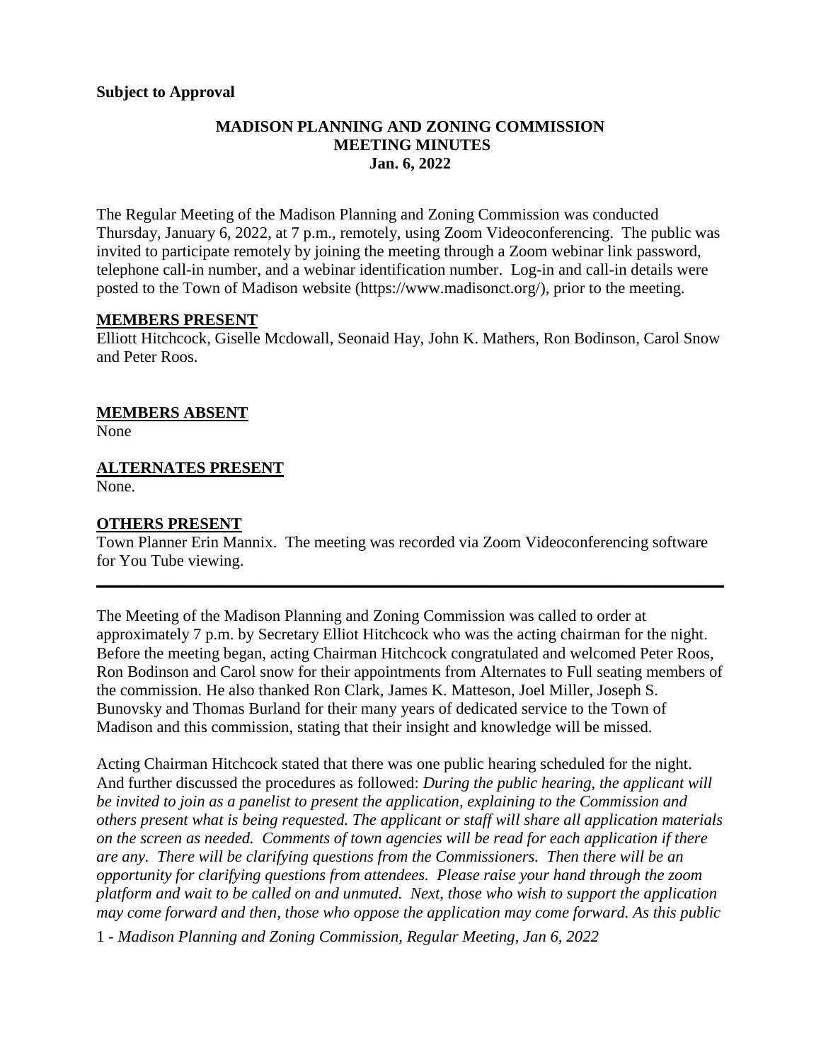**Subject to Approval**

**MADISON PLANNING AND ZONING COMMISSION**
**MEETING MINUTES**
**Jan. 6, 2022**

The Regular Meeting of the Madison Planning and Zoning Commission was conducted Thursday, January 6, 2022, at 7 p.m., remotely, using Zoom Videoconferencing. The public was invited to participate remotely by joining the meeting through a Zoom webinar link password, telephone call-in number, and a webinar identification number. Log-in and call-in details were posted to the Town of Madison website (https://www.madisonct.org/), prior to the meeting.

## MEMBERS PRESENT

Elliott Hitchcock, Giselle Mcdowall, Seonaid Hay, John K. Mathers, Ron Bodinson, Carol Snow and Peter Roos.

## MEMBERS ABSENT

None

## ALTERNATES PRESENT

None.

## OTHERS PRESENT

Town Planner Erin Mannix. The meeting was recorded via Zoom Videoconferencing software for You Tube viewing.

---

The Meeting of the Madison Planning and Zoning Commission was called to order at approximately 7 p.m. by Secretary Elliot Hitchcock who was the acting chairman for the night. Before the meeting began, acting Chairman Hitchcock congratulated and welcomed Peter Roos, Ron Bodinson and Carol snow for their appointments from Alternates to Full seating members of the commission. He also thanked Ron Clark, James K. Matteson, Joel Miller, Joseph S. Bunovsky and Thomas Burland for their many years of dedicated service to the Town of Madison and this commission, stating that their insight and knowledge will be missed.

Acting Chairman Hitchcock stated that there was one public hearing scheduled for the night. And further discussed the procedures as followed: *During the public hearing, the applicant will be invited to join as a panelist to present the application, explaining to the Commission and others present what is being requested. The applicant or staff will share all application materials on the screen as needed. Comments of town agencies will be read for each application if there are any. There will be clarifying questions from the Commissioners. Then there will be an opportunity for clarifying questions from attendees. Please raise your hand through the zoom platform and wait to be called on and unmuted. Next, those who wish to support the application may come forward and then, those who oppose the application may come forward. As this public*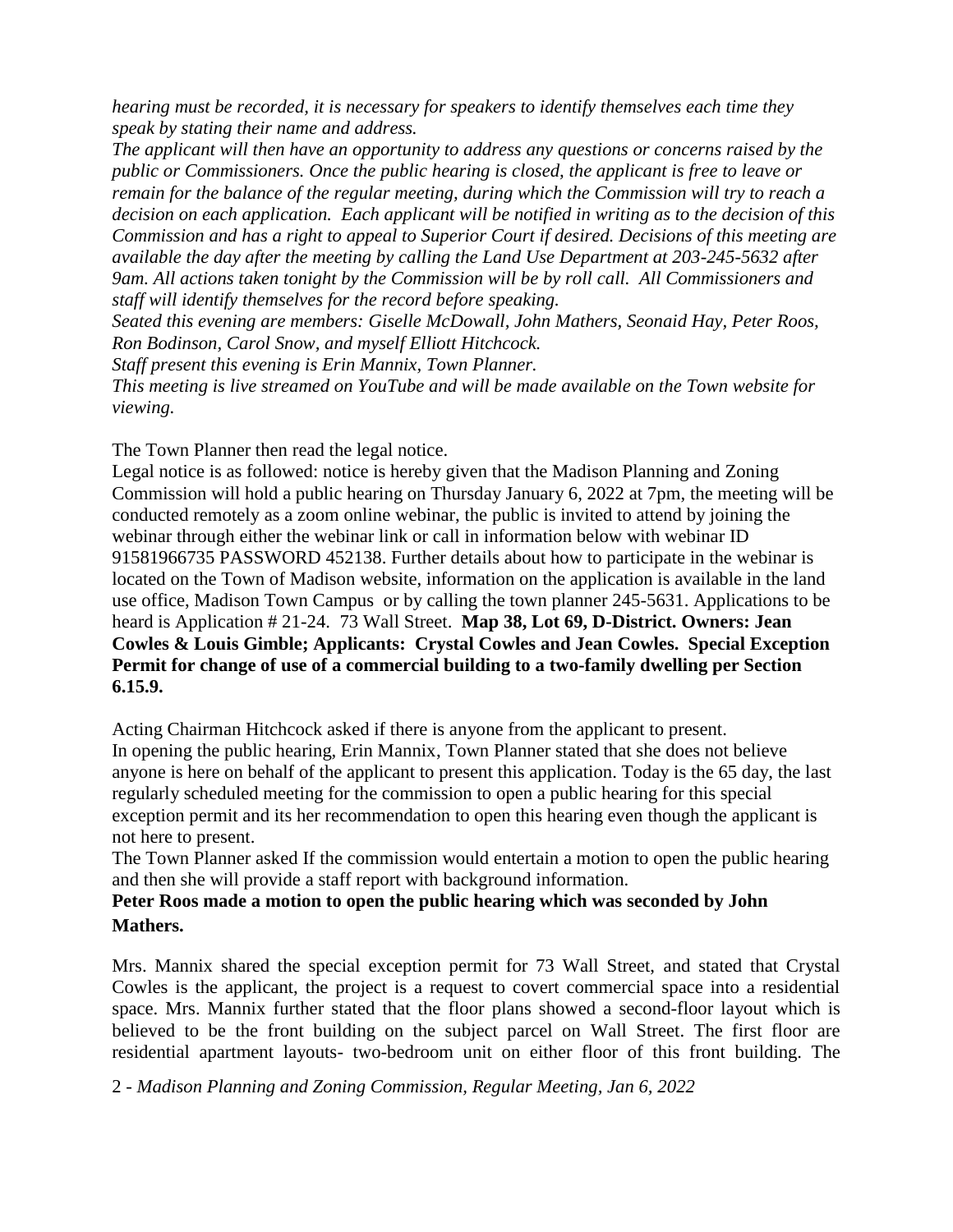*hearing must be recorded, it is necessary for speakers to identify themselves each time they speak by stating their name and address.*

*The applicant will then have an opportunity to address any questions or concerns raised by the public or Commissioners. Once the public hearing is closed, the applicant is free to leave or remain for the balance of the regular meeting, during which the Commission will try to reach a decision on each application. Each applicant will be notified in writing as to the decision of this Commission and has a right to appeal to Superior Court if desired. Decisions of this meeting are available the day after the meeting by calling the Land Use Department at 203-245-5632 after 9am. All actions taken tonight by the Commission will be by roll call. All Commissioners and staff will identify themselves for the record before speaking.*

*Seated this evening are members: Giselle McDowall, John Mathers, Seonaid Hay, Peter Roos, Ron Bodinson, Carol Snow, and myself Elliott Hitchcock.*

*Staff present this evening is Erin Mannix, Town Planner.*

*This meeting is live streamed on YouTube and will be made available on the Town website for viewing.*

The Town Planner then read the legal notice.

Legal notice is as followed: notice is hereby given that the Madison Planning and Zoning Commission will hold a public hearing on Thursday January 6, 2022 at 7pm, the meeting will be conducted remotely as a zoom online webinar, the public is invited to attend by joining the webinar through either the webinar link or call in information below with webinar ID 91581966735 PASSWORD 452138. Further details about how to participate in the webinar is located on the Town of Madison website, information on the application is available in the land use office, Madison Town Campus or by calling the town planner 245-5631. Applications to be heard is Application # 21-24. 73 Wall Street. **Map 38, Lot 69, D-District. Owners: Jean Cowles & Louis Gimble; Applicants: Crystal Cowles and Jean Cowles. Special Exception Permit for change of use of a commercial building to a two-family dwelling per Section 6.15.9.**

Acting Chairman Hitchcock asked if there is anyone from the applicant to present.

In opening the public hearing, Erin Mannix, Town Planner stated that she does not believe anyone is here on behalf of the applicant to present this application. Today is the 65 day, the last regularly scheduled meeting for the commission to open a public hearing for this special exception permit and its her recommendation to open this hearing even though the applicant is not here to present.

The Town Planner asked If the commission would entertain a motion to open the public hearing and then she will provide a staff report with background information.

**Peter Roos made a motion to open the public hearing which was seconded by John Mathers.**

Mrs. Mannix shared the special exception permit for 73 Wall Street, and stated that Crystal Cowles is the applicant, the project is a request to covert commercial space into a residential space. Mrs. Mannix further stated that the floor plans showed a second-floor layout which is believed to be the front building on the subject parcel on Wall Street. The first floor are residential apartment layouts- two-bedroom unit on either floor of this front building. The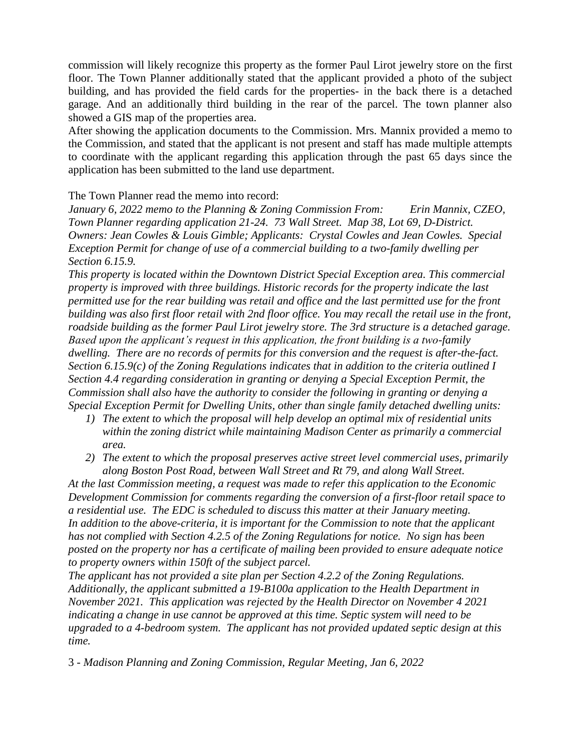commission will likely recognize this property as the former Paul Lirot jewelry store on the first floor. The Town Planner additionally stated that the applicant provided a photo of the subject building, and has provided the field cards for the properties- in the back there is a detached garage. And an additionally third building in the rear of the parcel. The town planner also showed a GIS map of the properties area.

After showing the application documents to the Commission. Mrs. Mannix provided a memo to the Commission, and stated that the applicant is not present and staff has made multiple attempts to coordinate with the applicant regarding this application through the past 65 days since the application has been submitted to the land use department.

The Town Planner read the memo into record:

*January 6, 2022 memo to the Planning & Zoning Commission From: Erin Mannix, CZEO, Town Planner regarding application 21-24. 73 Wall Street. Map 38, Lot 69, D-District. Owners: Jean Cowles & Louis Gimble; Applicants: Crystal Cowles and Jean Cowles. Special Exception Permit for change of use of a commercial building to a two-family dwelling per Section 6.15.9.*

*This property is located within the Downtown District Special Exception area. This commercial property is improved with three buildings. Historic records for the property indicate the last permitted use for the rear building was retail and office and the last permitted use for the front building was also first floor retail with 2nd floor office. You may recall the retail use in the front, roadside building as the former Paul Lirot jewelry store. The 3rd structure is a detached garage. Based upon the applicant's request in this application, the front building is a two-family dwelling. There are no records of permits for this conversion and the request is after-the-fact. Section 6.15.9(c) of the Zoning Regulations indicates that in addition to the criteria outlined I Section 4.4 regarding consideration in granting or denying a Special Exception Permit, the Commission shall also have the authority to consider the following in granting or denying a Special Exception Permit for Dwelling Units, other than single family detached dwelling units:*

1) *The extent to which the proposal will help develop an optimal mix of residential units within the zoning district while maintaining Madison Center as primarily a commercial area.*
2) *The extent to which the proposal preserves active street level commercial uses, primarily along Boston Post Road, between Wall Street and Rt 79, and along Wall Street.*

*At the last Commission meeting, a request was made to refer this application to the Economic Development Commission for comments regarding the conversion of a first-floor retail space to a residential use. The EDC is scheduled to discuss this matter at their January meeting.*

*In addition to the above-criteria, it is important for the Commission to note that the applicant has not complied with Section 4.2.5 of the Zoning Regulations for notice. No sign has been posted on the property nor has a certificate of mailing been provided to ensure adequate notice to property owners within 150ft of the subject parcel.*

*The applicant has not provided a site plan per Section 4.2.2 of the Zoning Regulations. Additionally, the applicant submitted a 19-B100a application to the Health Department in November 2021. This application was rejected by the Health Director on November 4 2021 indicating a change in use cannot be approved at this time. Septic system will need to be upgraded to a 4-bedroom system. The applicant has not provided updated septic design at this time.*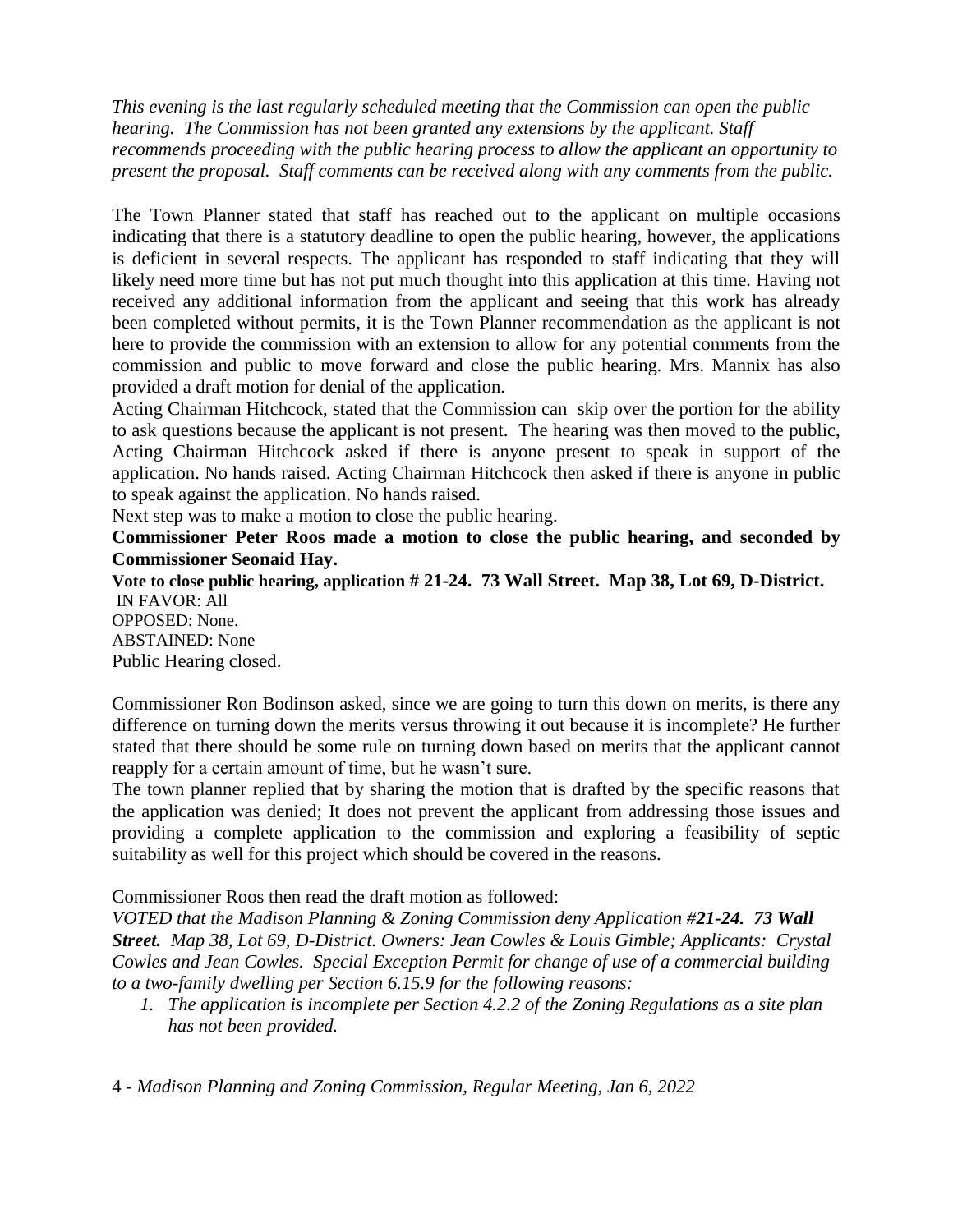*This evening is the last regularly scheduled meeting that the Commission can open the public hearing. The Commission has not been granted any extensions by the applicant. Staff recommends proceeding with the public hearing process to allow the applicant an opportunity to present the proposal. Staff comments can be received along with any comments from the public.*

The Town Planner stated that staff has reached out to the applicant on multiple occasions indicating that there is a statutory deadline to open the public hearing, however, the applications is deficient in several respects. The applicant has responded to staff indicating that they will likely need more time but has not put much thought into this application at this time. Having not received any additional information from the applicant and seeing that this work has already been completed without permits, it is the Town Planner recommendation as the applicant is not here to provide the commission with an extension to allow for any potential comments from the commission and public to move forward and close the public hearing. Mrs. Mannix has also provided a draft motion for denial of the application.

Acting Chairman Hitchcock, stated that the Commission can skip over the portion for the ability to ask questions because the applicant is not present. The hearing was then moved to the public, Acting Chairman Hitchcock asked if there is anyone present to speak in support of the application. No hands raised. Acting Chairman Hitchcock then asked if there is anyone in public to speak against the application. No hands raised.

Next step was to make a motion to close the public hearing.

**Commissioner Peter Roos made a motion to close the public hearing, and seconded by Commissioner Seonaid Hay.**

**Vote to close public hearing, application # 21-24. 73 Wall Street. Map 38, Lot 69, D-District.**

IN FAVOR: All
OPPOSED: None.
ABSTAINED: None
Public Hearing closed.

Commissioner Ron Bodinson asked, since we are going to turn this down on merits, is there any difference on turning down the merits versus throwing it out because it is incomplete? He further stated that there should be some rule on turning down based on merits that the applicant cannot reapply for a certain amount of time, but he wasn't sure.

The town planner replied that by sharing the motion that is drafted by the specific reasons that the application was denied; It does not prevent the applicant from addressing those issues and providing a complete application to the commission and exploring a feasibility of septic suitability as well for this project which should be covered in the reasons.

Commissioner Roos then read the draft motion as followed:

*VOTED that the Madison Planning & Zoning Commission deny Application #**21-24. 73 Wall Street.** Map 38, Lot 69, D-District. Owners: Jean Cowles & Louis Gimble; Applicants: Crystal Cowles and Jean Cowles. Special Exception Permit for change of use of a commercial building to a two-family dwelling per Section 6.15.9 for the following reasons:*

1. *The application is incomplete per Section 4.2.2 of the Zoning Regulations as a site plan has not been provided.*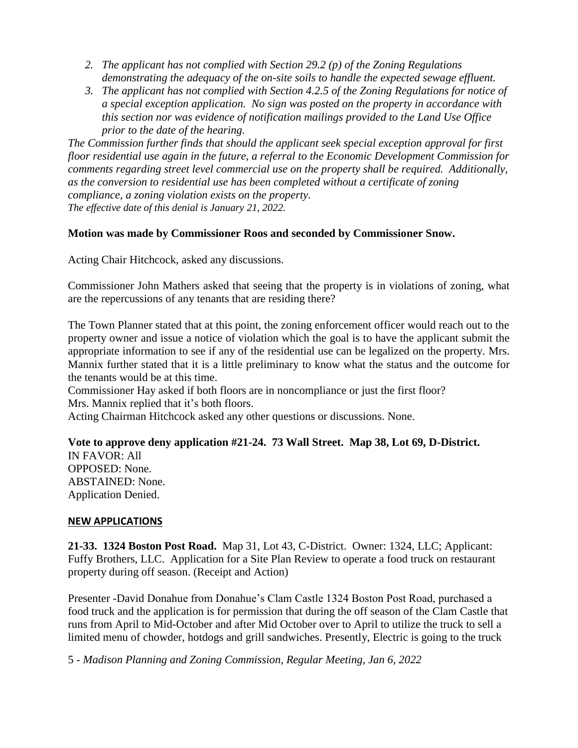2. *The applicant has not complied with Section 29.2 (p) of the Zoning Regulations demonstrating the adequacy of the on-site soils to handle the expected sewage effluent.*
3. *The applicant has not complied with Section 4.2.5 of the Zoning Regulations for notice of a special exception application. No sign was posted on the property in accordance with this section nor was evidence of notification mailings provided to the Land Use Office prior to the date of the hearing.*

*The Commission further finds that should the applicant seek special exception approval for first floor residential use again in the future, a referral to the Economic Development Commission for comments regarding street level commercial use on the property shall be required. Additionally, as the conversion to residential use has been completed without a certificate of zoning compliance, a zoning violation exists on the property.*
*The effective date of this denial is January 21, 2022.*

**Motion was made by Commissioner Roos and seconded by Commissioner Snow.**

Acting Chair Hitchcock, asked any discussions.

Commissioner John Mathers asked that seeing that the property is in violations of zoning, what are the repercussions of any tenants that are residing there?

The Town Planner stated that at this point, the zoning enforcement officer would reach out to the property owner and issue a notice of violation which the goal is to have the applicant submit the appropriate information to see if any of the residential use can be legalized on the property. Mrs. Mannix further stated that it is a little preliminary to know what the status and the outcome for the tenants would be at this time.
Commissioner Hay asked if both floors are in noncompliance or just the first floor?
Mrs. Mannix replied that it's both floors.
Acting Chairman Hitchcock asked any other questions or discussions. None.

**Vote to approve deny application #21-24. 73 Wall Street. Map 38, Lot 69, D-District.**
IN FAVOR: All
OPPOSED: None.
ABSTAINED: None.
Application Denied.

**NEW APPLICATIONS**

**21-33. 1324 Boston Post Road.** Map 31, Lot 43, C-District. Owner: 1324, LLC; Applicant: Fuffy Brothers, LLC. Application for a Site Plan Review to operate a food truck on restaurant property during off season. (Receipt and Action)

Presenter -David Donahue from Donahue's Clam Castle 1324 Boston Post Road, purchased a food truck and the application is for permission that during the off season of the Clam Castle that runs from April to Mid-October and after Mid October over to April to utilize the truck to sell a limited menu of chowder, hotdogs and grill sandwiches. Presently, Electric is going to the truck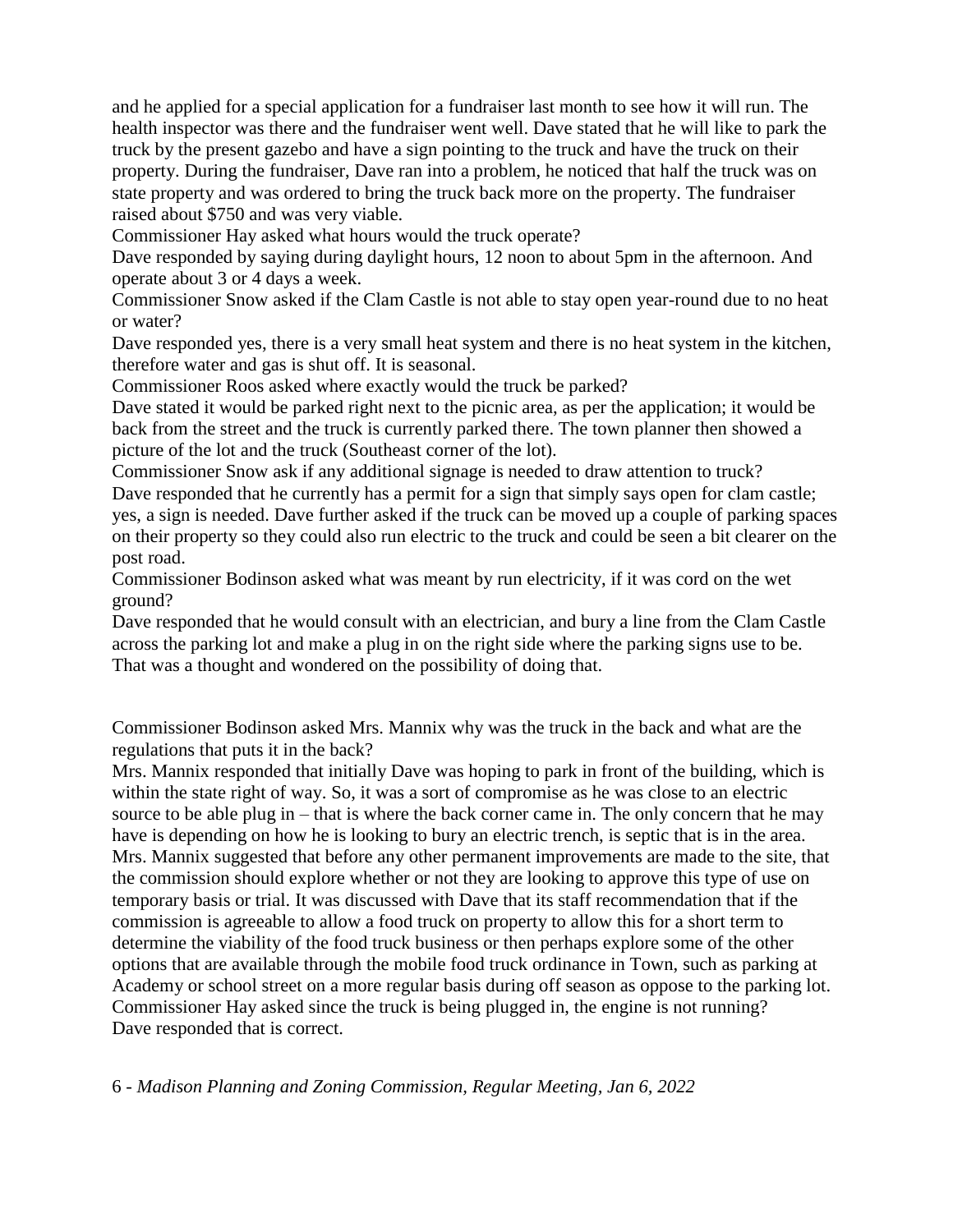and he applied for a special application for a fundraiser last month to see how it will run. The health inspector was there and the fundraiser went well. Dave stated that he will like to park the truck by the present gazebo and have a sign pointing to the truck and have the truck on their property. During the fundraiser, Dave ran into a problem, he noticed that half the truck was on state property and was ordered to bring the truck back more on the property. The fundraiser raised about $750 and was very viable.

Commissioner Hay asked what hours would the truck operate?

Dave responded by saying during daylight hours, 12 noon to about 5pm in the afternoon. And operate about 3 or 4 days a week.

Commissioner Snow asked if the Clam Castle is not able to stay open year-round due to no heat or water?

Dave responded yes, there is a very small heat system and there is no heat system in the kitchen, therefore water and gas is shut off. It is seasonal.

Commissioner Roos asked where exactly would the truck be parked?

Dave stated it would be parked right next to the picnic area, as per the application; it would be back from the street and the truck is currently parked there. The town planner then showed a picture of the lot and the truck (Southeast corner of the lot).

Commissioner Snow ask if any additional signage is needed to draw attention to truck?

Dave responded that he currently has a permit for a sign that simply says open for clam castle; yes, a sign is needed. Dave further asked if the truck can be moved up a couple of parking spaces on their property so they could also run electric to the truck and could be seen a bit clearer on the post road.

Commissioner Bodinson asked what was meant by run electricity, if it was cord on the wet ground?

Dave responded that he would consult with an electrician, and bury a line from the Clam Castle across the parking lot and make a plug in on the right side where the parking signs use to be. That was a thought and wondered on the possibility of doing that.

Commissioner Bodinson asked Mrs. Mannix why was the truck in the back and what are the regulations that puts it in the back?

Mrs. Mannix responded that initially Dave was hoping to park in front of the building, which is within the state right of way. So, it was a sort of compromise as he was close to an electric source to be able plug in – that is where the back corner came in. The only concern that he may have is depending on how he is looking to bury an electric trench, is septic that is in the area. Mrs. Mannix suggested that before any other permanent improvements are made to the site, that the commission should explore whether or not they are looking to approve this type of use on temporary basis or trial. It was discussed with Dave that its staff recommendation that if the commission is agreeable to allow a food truck on property to allow this for a short term to determine the viability of the food truck business or then perhaps explore some of the other options that are available through the mobile food truck ordinance in Town, such as parking at Academy or school street on a more regular basis during off season as oppose to the parking lot.

Commissioner Hay asked since the truck is being plugged in, the engine is not running?

Dave responded that is correct.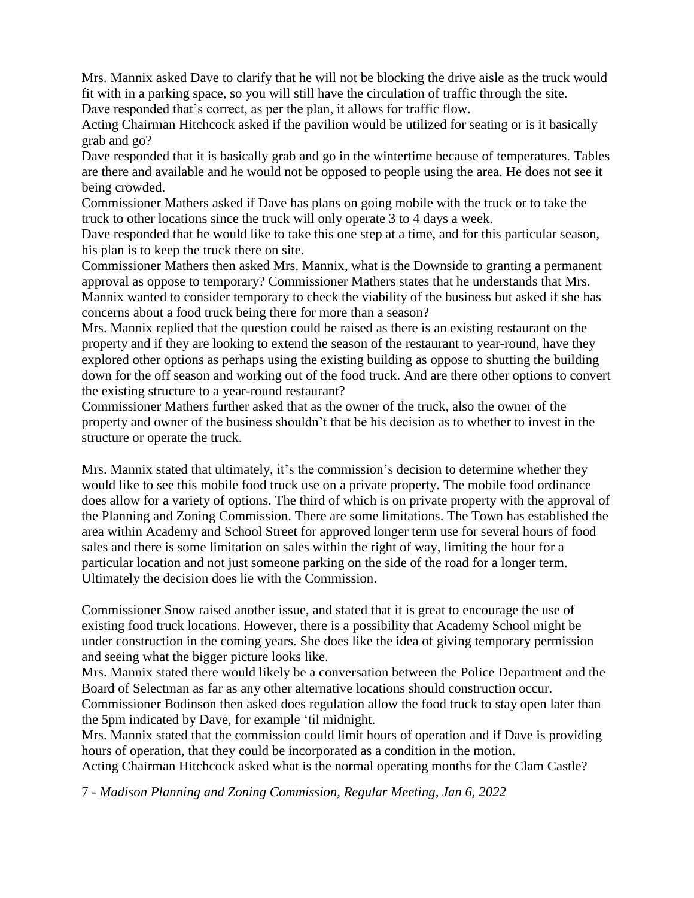Mrs. Mannix asked Dave to clarify that he will not be blocking the drive aisle as the truck would fit with in a parking space, so you will still have the circulation of traffic through the site. Dave responded that's correct, as per the plan, it allows for traffic flow.

Acting Chairman Hitchcock asked if the pavilion would be utilized for seating or is it basically grab and go?

Dave responded that it is basically grab and go in the wintertime because of temperatures. Tables are there and available and he would not be opposed to people using the area. He does not see it being crowded.

Commissioner Mathers asked if Dave has plans on going mobile with the truck or to take the truck to other locations since the truck will only operate 3 to 4 days a week.

Dave responded that he would like to take this one step at a time, and for this particular season, his plan is to keep the truck there on site.

Commissioner Mathers then asked Mrs. Mannix, what is the Downside to granting a permanent approval as oppose to temporary? Commissioner Mathers states that he understands that Mrs. Mannix wanted to consider temporary to check the viability of the business but asked if she has concerns about a food truck being there for more than a season?

Mrs. Mannix replied that the question could be raised as there is an existing restaurant on the property and if they are looking to extend the season of the restaurant to year-round, have they explored other options as perhaps using the existing building as oppose to shutting the building down for the off season and working out of the food truck. And are there other options to convert the existing structure to a year-round restaurant?

Commissioner Mathers further asked that as the owner of the truck, also the owner of the property and owner of the business shouldn't that be his decision as to whether to invest in the structure or operate the truck.

Mrs. Mannix stated that ultimately, it's the commission's decision to determine whether they would like to see this mobile food truck use on a private property. The mobile food ordinance does allow for a variety of options. The third of which is on private property with the approval of the Planning and Zoning Commission. There are some limitations. The Town has established the area within Academy and School Street for approved longer term use for several hours of food sales and there is some limitation on sales within the right of way, limiting the hour for a particular location and not just someone parking on the side of the road for a longer term. Ultimately the decision does lie with the Commission.

Commissioner Snow raised another issue, and stated that it is great to encourage the use of existing food truck locations. However, there is a possibility that Academy School might be under construction in the coming years. She does like the idea of giving temporary permission and seeing what the bigger picture looks like.

Mrs. Mannix stated there would likely be a conversation between the Police Department and the Board of Selectman as far as any other alternative locations should construction occur.

Commissioner Bodinson then asked does regulation allow the food truck to stay open later than the 5pm indicated by Dave, for example 'til midnight.

Mrs. Mannix stated that the commission could limit hours of operation and if Dave is providing hours of operation, that they could be incorporated as a condition in the motion.

Acting Chairman Hitchcock asked what is the normal operating months for the Clam Castle?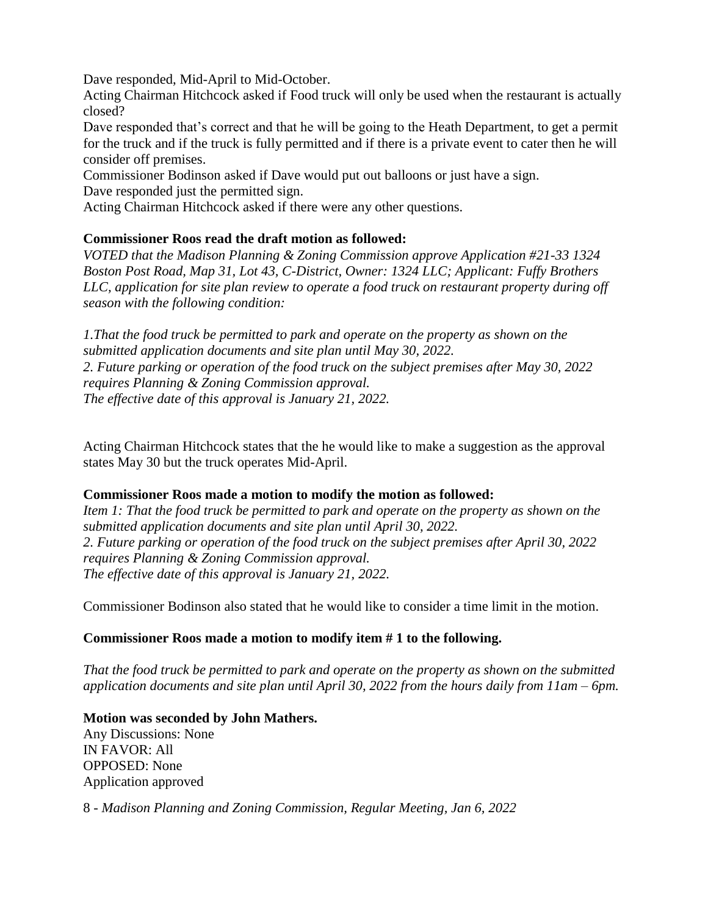Dave responded, Mid-April to Mid-October.

Acting Chairman Hitchcock asked if Food truck will only be used when the restaurant is actually closed?

Dave responded that's correct and that he will be going to the Heath Department, to get a permit for the truck and if the truck is fully permitted and if there is a private event to cater then he will consider off premises.

Commissioner Bodinson asked if Dave would put out balloons or just have a sign.

Dave responded just the permitted sign.

Acting Chairman Hitchcock asked if there were any other questions.

**Commissioner Roos read the draft motion as followed:**

*VOTED that the Madison Planning & Zoning Commission approve Application #21-33 1324 Boston Post Road, Map 31, Lot 43, C-District, Owner: 1324 LLC; Applicant: Fuffy Brothers LLC, application for site plan review to operate a food truck on restaurant property during off season with the following condition:*

*1.That the food truck be permitted to park and operate on the property as shown on the submitted application documents and site plan until May 30, 2022.*
*2. Future parking or operation of the food truck on the subject premises after May 30, 2022 requires Planning & Zoning Commission approval.*
*The effective date of this approval is January 21, 2022.*

Acting Chairman Hitchcock states that the he would like to make a suggestion as the approval states May 30 but the truck operates Mid-April.

**Commissioner Roos made a motion to modify the motion as followed:**

*Item 1: That the food truck be permitted to park and operate on the property as shown on the submitted application documents and site plan until April 30, 2022.*
*2. Future parking or operation of the food truck on the subject premises after April 30, 2022 requires Planning & Zoning Commission approval.*
*The effective date of this approval is January 21, 2022.*

Commissioner Bodinson also stated that he would like to consider a time limit in the motion.

**Commissioner Roos made a motion to modify item # 1 to the following.**

*That the food truck be permitted to park and operate on the property as shown on the submitted application documents and site plan until April 30, 2022 from the hours daily from 11am – 6pm.*

**Motion was seconded by John Mathers.**

Any Discussions: None
IN FAVOR: All
OPPOSED: None
Application approved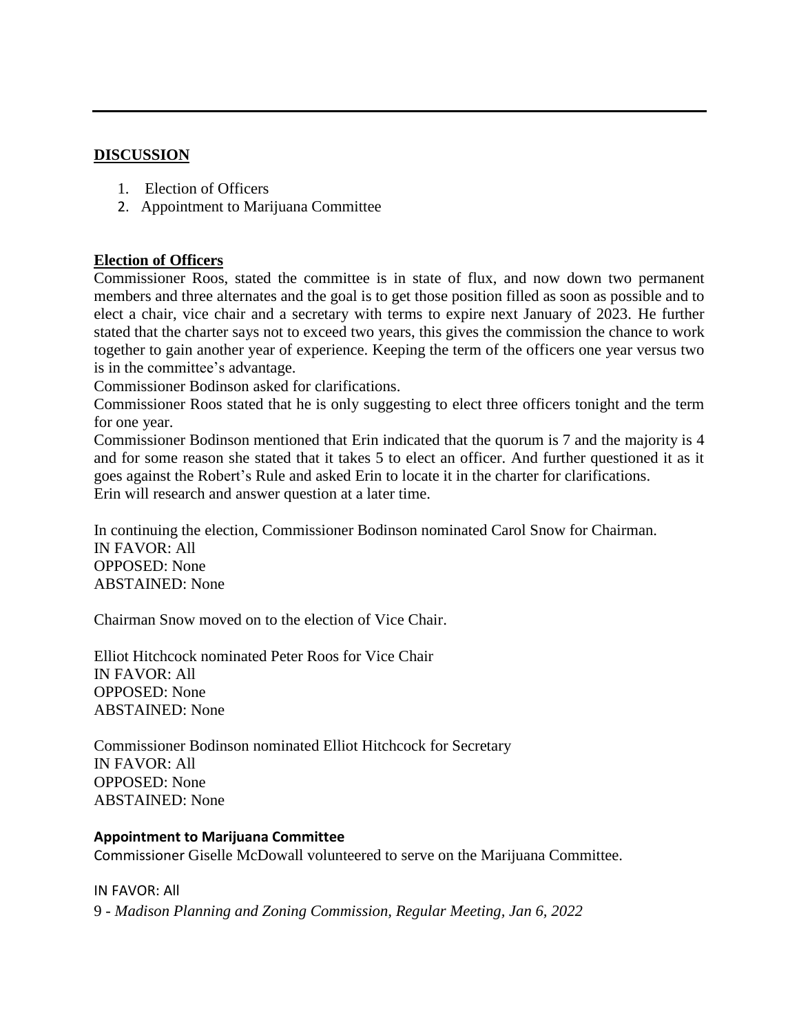## DISCUSSION

1. Election of Officers
2. Appointment to Marijuana Committee

### Election of Officers

Commissioner Roos, stated the committee is in state of flux, and now down two permanent members and three alternates and the goal is to get those position filled as soon as possible and to elect a chair, vice chair and a secretary with terms to expire next January of 2023. He further stated that the charter says not to exceed two years, this gives the commission the chance to work together to gain another year of experience. Keeping the term of the officers one year versus two is in the committee's advantage.

Commissioner Bodinson asked for clarifications.

Commissioner Roos stated that he is only suggesting to elect three officers tonight and the term for one year.

Commissioner Bodinson mentioned that Erin indicated that the quorum is 7 and the majority is 4 and for some reason she stated that it takes 5 to elect an officer. And further questioned it as it goes against the Robert's Rule and asked Erin to locate it in the charter for clarifications.

Erin will research and answer question at a later time.

In continuing the election, Commissioner Bodinson nominated Carol Snow for Chairman.
IN FAVOR: All
OPPOSED: None
ABSTAINED: None

Chairman Snow moved on to the election of Vice Chair.

Elliot Hitchcock nominated Peter Roos for Vice Chair
IN FAVOR: All
OPPOSED: None
ABSTAINED: None

Commissioner Bodinson nominated Elliot Hitchcock for Secretary
IN FAVOR: All
OPPOSED: None
ABSTAINED: None

### Appointment to Marijuana Committee

Commissioner Giselle McDowall volunteered to serve on the Marijuana Committee.

IN FAVOR: All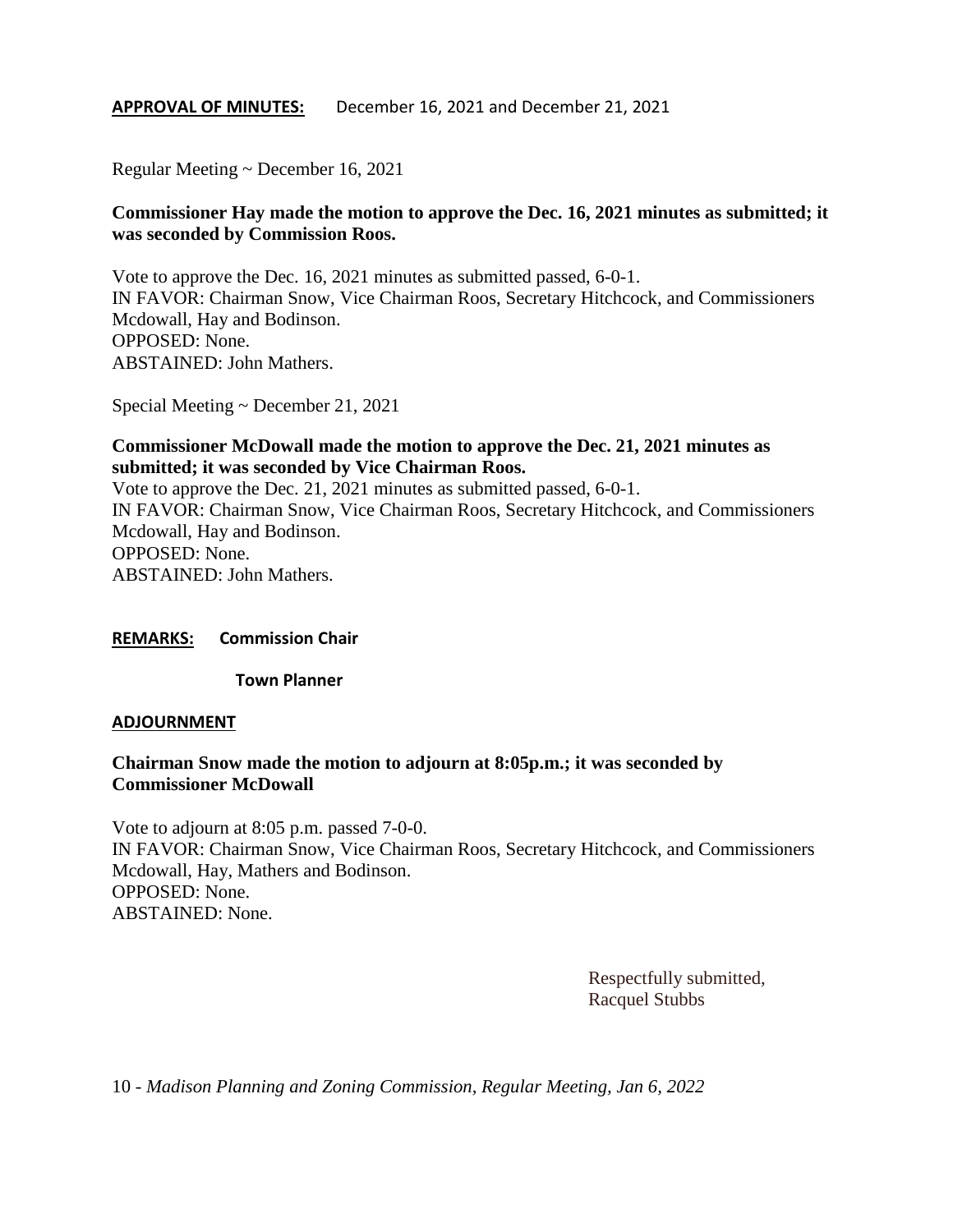**APPROVAL OF MINUTES:** December 16, 2021 and December 21, 2021

Regular Meeting ~ December 16, 2021

**Commissioner Hay made the motion to approve the Dec. 16, 2021 minutes as submitted; it was seconded by Commission Roos.**

Vote to approve the Dec. 16, 2021 minutes as submitted passed, 6-0-1.
IN FAVOR: Chairman Snow, Vice Chairman Roos, Secretary Hitchcock, and Commissioners Mcdowall, Hay and Bodinson.
OPPOSED: None.
ABSTAINED: John Mathers.

Special Meeting ~ December 21, 2021

**Commissioner McDowall made the motion to approve the Dec. 21, 2021 minutes as submitted; it was seconded by Vice Chairman Roos.**
Vote to approve the Dec. 21, 2021 minutes as submitted passed, 6-0-1.
IN FAVOR: Chairman Snow, Vice Chairman Roos, Secretary Hitchcock, and Commissioners Mcdowall, Hay and Bodinson.
OPPOSED: None.
ABSTAINED: John Mathers.

**REMARKS: Commission Chair**

**Town Planner**

**ADJOURNMENT**

**Chairman Snow made the motion to adjourn at 8:05p.m.; it was seconded by Commissioner McDowall**

Vote to adjourn at 8:05 p.m. passed 7-0-0.
IN FAVOR: Chairman Snow, Vice Chairman Roos, Secretary Hitchcock, and Commissioners Mcdowall, Hay, Mathers and Bodinson.
OPPOSED: None.
ABSTAINED: None.

Respectfully submitted,
Racquel Stubbs